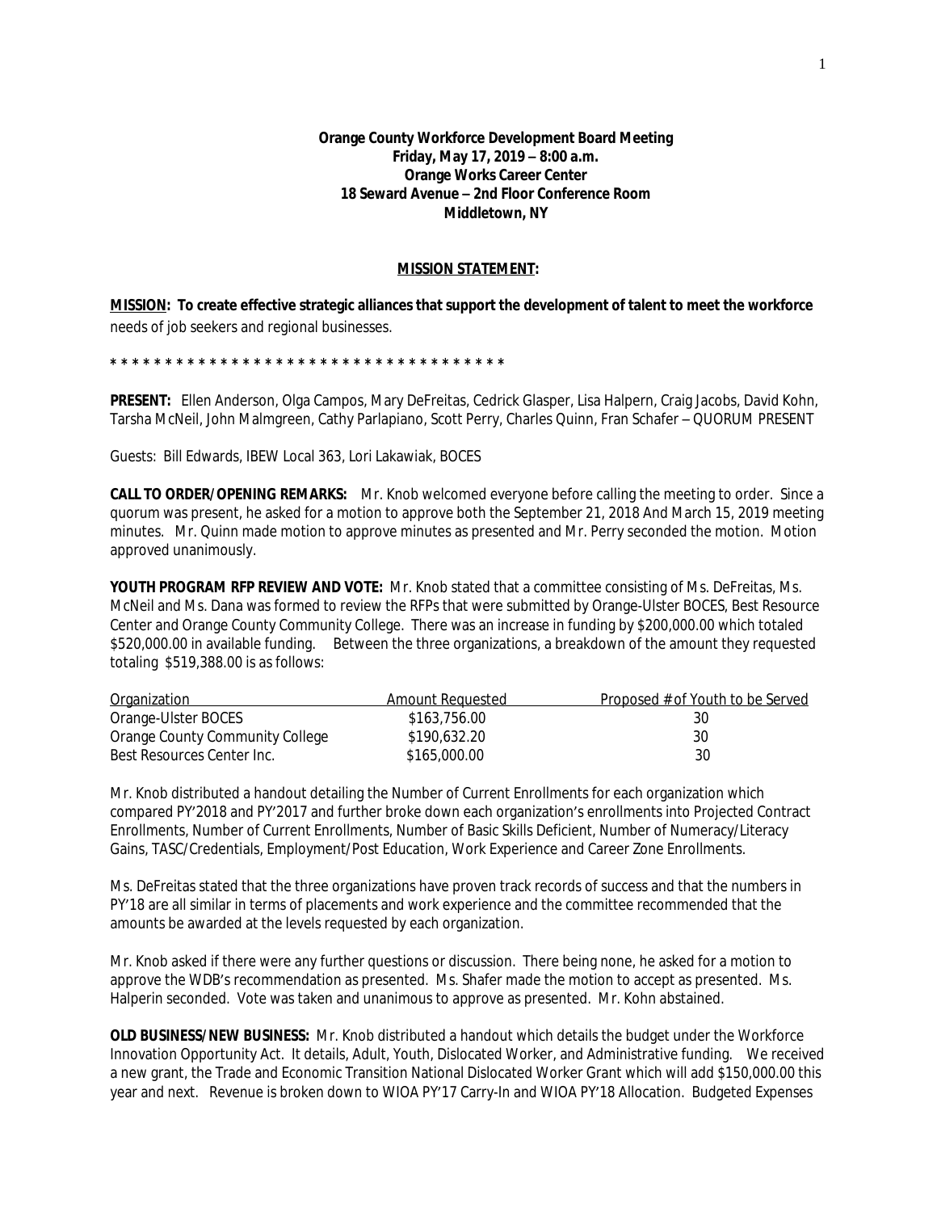**Orange County Workforce Development Board Meeting**
**Friday, May 17, 2019 – 8:00 a.m.**
**Orange Works Career Center**
**18 Seward Avenue – 2nd Floor Conference Room**
**Middletown, NY**

**MISSION STATEMENT:**

**MISSION: To create effective strategic alliances that support the development of talent to meet the workforce** needs of job seekers and regional businesses.

**\* \* \* \* \* \* \* \* \* \* \* \* \* \* \* \* \* \* \* \* \* \* \* \* \* \* \* \* \* \* \* \* \* \* \* \* \* \***

**PRESENT:** Ellen Anderson, Olga Campos, Mary DeFreitas, Cedrick Glasper, Lisa Halpern, Craig Jacobs, David Kohn, Tarsha McNeil, John Malmgreen, Cathy Parlapiano, Scott Perry, Charles Quinn, Fran Schafer – QUORUM PRESENT

Guests: Bill Edwards, IBEW Local 363, Lori Lakawiak, BOCES

**CALL TO ORDER/OPENING REMARKS:** Mr. Knob welcomed everyone before calling the meeting to order. Since a quorum was present, he asked for a motion to approve both the September 21, 2018 And March 15, 2019 meeting minutes. Mr. Quinn made motion to approve minutes as presented and Mr. Perry seconded the motion. Motion approved unanimously.

**YOUTH PROGRAM RFP REVIEW AND VOTE:** Mr. Knob stated that a committee consisting of Ms. DeFreitas, Ms. McNeil and Ms. Dana was formed to review the RFPs that were submitted by Orange-Ulster BOCES, Best Resource Center and Orange County Community College. There was an increase in funding by $200,000.00 which totaled $520,000.00 in available funding. Between the three organizations, a breakdown of the amount they requested totaling $519,388.00 is as follows:

| Organization | Amount Requested | Proposed # of Youth to be Served |
|---|---|---|
| Orange-Ulster BOCES | $163,756.00 | 30 |
| Orange County Community College | $190,632.20 | 30 |
| Best Resources Center Inc. | $165,000.00 | 30 |

Mr. Knob distributed a handout detailing the Number of Current Enrollments for each organization which compared PY'2018 and PY'2017 and further broke down each organization's enrollments into Projected Contract Enrollments, Number of Current Enrollments, Number of Basic Skills Deficient, Number of Numeracy/Literacy Gains, TASC/Credentials, Employment/Post Education, Work Experience and Career Zone Enrollments.

Ms. DeFreitas stated that the three organizations have proven track records of success and that the numbers in PY'18 are all similar in terms of placements and work experience and the committee recommended that the amounts be awarded at the levels requested by each organization.

Mr. Knob asked if there were any further questions or discussion. There being none, he asked for a motion to approve the WDB's recommendation as presented. Ms. Shafer made the motion to accept as presented. Ms. Halperin seconded. Vote was taken and unanimous to approve as presented. Mr. Kohn abstained.

**OLD BUSINESS/NEW BUSINESS:** Mr. Knob distributed a handout which details the budget under the Workforce Innovation Opportunity Act. It details, Adult, Youth, Dislocated Worker, and Administrative funding. We received a new grant, the Trade and Economic Transition National Dislocated Worker Grant which will add $150,000.00 this year and next. Revenue is broken down to WIOA PY'17 Carry-In and WIOA PY'18 Allocation. Budgeted Expenses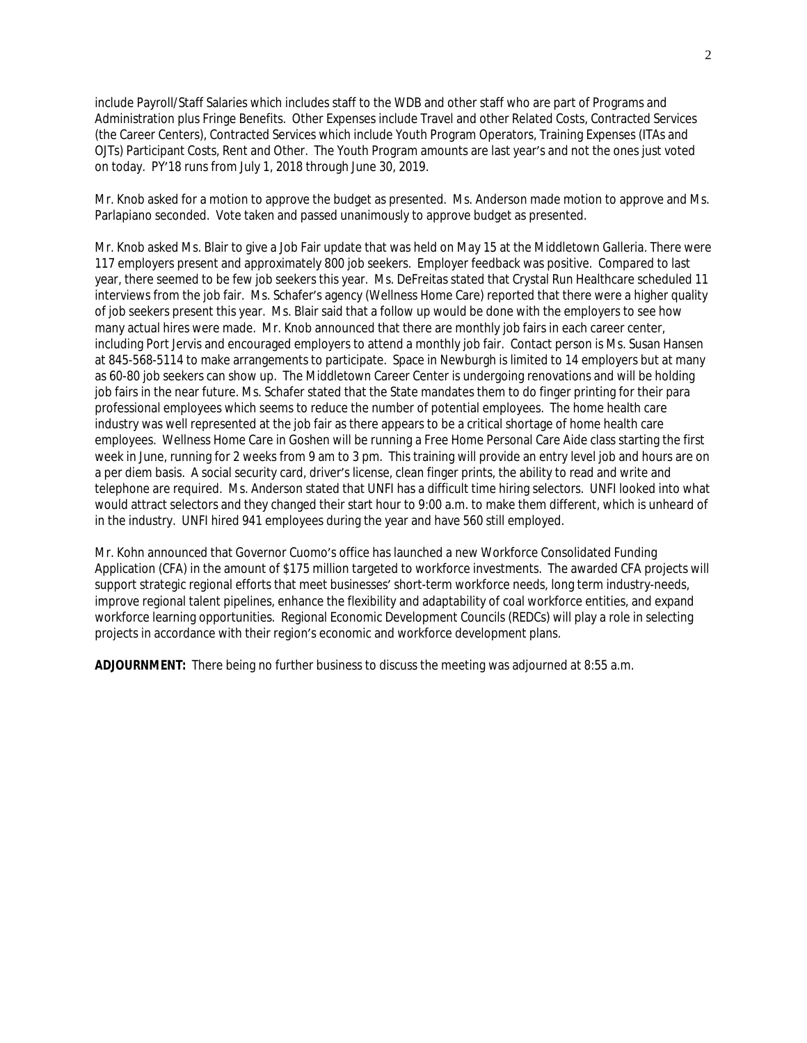include Payroll/Staff Salaries which includes staff to the WDB and other staff who are part of Programs and Administration plus Fringe Benefits. Other Expenses include Travel and other Related Costs, Contracted Services (the Career Centers), Contracted Services which include Youth Program Operators, Training Expenses (ITAs and OJTs) Participant Costs, Rent and Other. The Youth Program amounts are last year's and not the ones just voted on today. PY'18 runs from July 1, 2018 through June 30, 2019.

Mr. Knob asked for a motion to approve the budget as presented. Ms. Anderson made motion to approve and Ms. Parlapiano seconded. Vote taken and passed unanimously to approve budget as presented.

Mr. Knob asked Ms. Blair to give a Job Fair update that was held on May 15 at the Middletown Galleria. There were 117 employers present and approximately 800 job seekers. Employer feedback was positive. Compared to last year, there seemed to be few job seekers this year. Ms. DeFreitas stated that Crystal Run Healthcare scheduled 11 interviews from the job fair. Ms. Schafer's agency (Wellness Home Care) reported that there were a higher quality of job seekers present this year. Ms. Blair said that a follow up would be done with the employers to see how many actual hires were made. Mr. Knob announced that there are monthly job fairs in each career center, including Port Jervis and encouraged employers to attend a monthly job fair. Contact person is Ms. Susan Hansen at 845-568-5114 to make arrangements to participate. Space in Newburgh is limited to 14 employers but at many as 60-80 job seekers can show up. The Middletown Career Center is undergoing renovations and will be holding job fairs in the near future. Ms. Schafer stated that the State mandates them to do finger printing for their para professional employees which seems to reduce the number of potential employees. The home health care industry was well represented at the job fair as there appears to be a critical shortage of home health care employees. Wellness Home Care in Goshen will be running a Free Home Personal Care Aide class starting the first week in June, running for 2 weeks from 9 am to 3 pm. This training will provide an entry level job and hours are on a per diem basis. A social security card, driver's license, clean finger prints, the ability to read and write and telephone are required. Ms. Anderson stated that UNFI has a difficult time hiring selectors. UNFI looked into what would attract selectors and they changed their start hour to 9:00 a.m. to make them different, which is unheard of in the industry. UNFI hired 941 employees during the year and have 560 still employed.

Mr. Kohn announced that Governor Cuomo's office has launched a new Workforce Consolidated Funding Application (CFA) in the amount of $175 million targeted to workforce investments. The awarded CFA projects will support strategic regional efforts that meet businesses' short-term workforce needs, long term industry-needs, improve regional talent pipelines, enhance the flexibility and adaptability of coal workforce entities, and expand workforce learning opportunities. Regional Economic Development Councils (REDCs) will play a role in selecting projects in accordance with their region's economic and workforce development plans.

**ADJOURNMENT:** There being no further business to discuss the meeting was adjourned at 8:55 a.m.